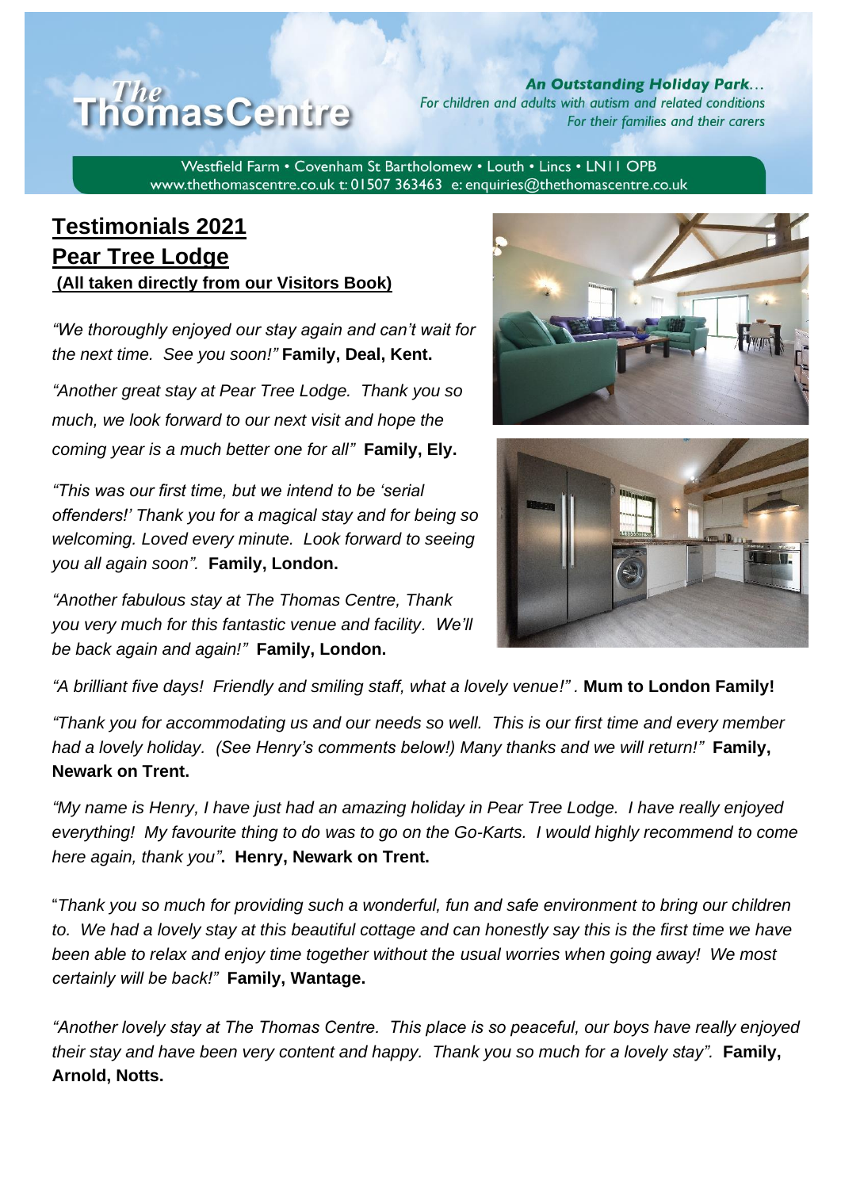# The Thomas Centre

**An Outstanding Holiday Park…**
*For children and adults with autism and related conditions*
*For their families and their carers*

Westfield Farm • Covenham St Bartholomew • Louth • Lincs • LN11 0PB
www.thethomascentre.co.uk t: 01507 363463 e: enquiries@thethomascentre.co.uk

## Testimonials 2021
## Pear Tree Lodge
**(All taken directly from our Visitors Book)**

*"We thoroughly enjoyed our stay again and can't wait for the next time. See you soon!"* **Family, Deal, Kent.**

*"Another great stay at Pear Tree Lodge. Thank you so much, we look forward to our next visit and hope the coming year is a much better one for all"* **Family, Ely.**

*"This was our first time, but we intend to be 'serial offenders!' Thank you for a magical stay and for being so welcoming. Loved every minute. Look forward to seeing you all again soon".* **Family, London.**

*"Another fabulous stay at The Thomas Centre, Thank you very much for this fantastic venue and facility. We'll be back again and again!"* **Family, London.**

*"A brilliant five days! Friendly and smiling staff, what a lovely venue!"* . **Mum to London Family!**

*"Thank you for accommodating us and our needs so well. This is our first time and every member had a lovely holiday. (See Henry's comments below!) Many thanks and we will return!"* **Family, Newark on Trent.**

*"My name is Henry, I have just had an amazing holiday in Pear Tree Lodge. I have really enjoyed everything! My favourite thing to do was to go on the Go-Karts. I would highly recommend to come here again, thank you"*. **Henry, Newark on Trent.**

"*Thank you so much for providing such a wonderful, fun and safe environment to bring our children to. We had a lovely stay at this beautiful cottage and can honestly say this is the first time we have been able to relax and enjoy time together without the usual worries when going away! We most certainly will be back!"* **Family, Wantage.**

*"Another lovely stay at The Thomas Centre. This place is so peaceful, our boys have really enjoyed their stay and have been very content and happy. Thank you so much for a lovely stay".* **Family, Arnold, Notts.**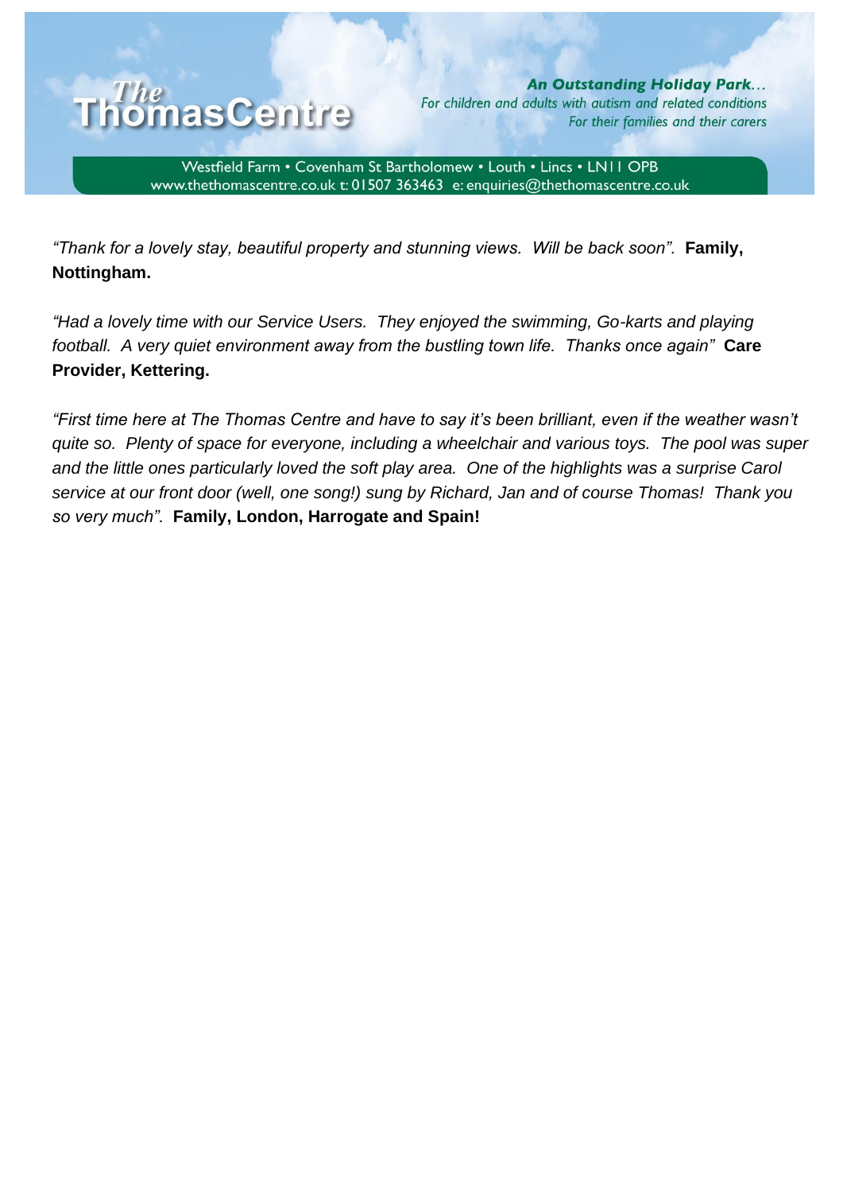# The ThomasCentre

**An Outstanding Holiday Park…**
*For children and adults with autism and related conditions*
*For their families and their carers*

Westfield Farm • Covenham St Bartholomew • Louth • Lincs • LN11 0PB
www.thethomascentre.co.uk t: 01507 363463 e: enquiries@thethomascentre.co.uk

*"Thank for a lovely stay, beautiful property and stunning views. Will be back soon".* **Family, Nottingham.**

*"Had a lovely time with our Service Users. They enjoyed the swimming, Go-karts and playing football. A very quiet environment away from the bustling town life. Thanks once again"* **Care Provider, Kettering.**

*"First time here at The Thomas Centre and have to say it's been brilliant, even if the weather wasn't quite so. Plenty of space for everyone, including a wheelchair and various toys. The pool was super and the little ones particularly loved the soft play area. One of the highlights was a surprise Carol service at our front door (well, one song!) sung by Richard, Jan and of course Thomas! Thank you so very much".* **Family, London, Harrogate and Spain!**